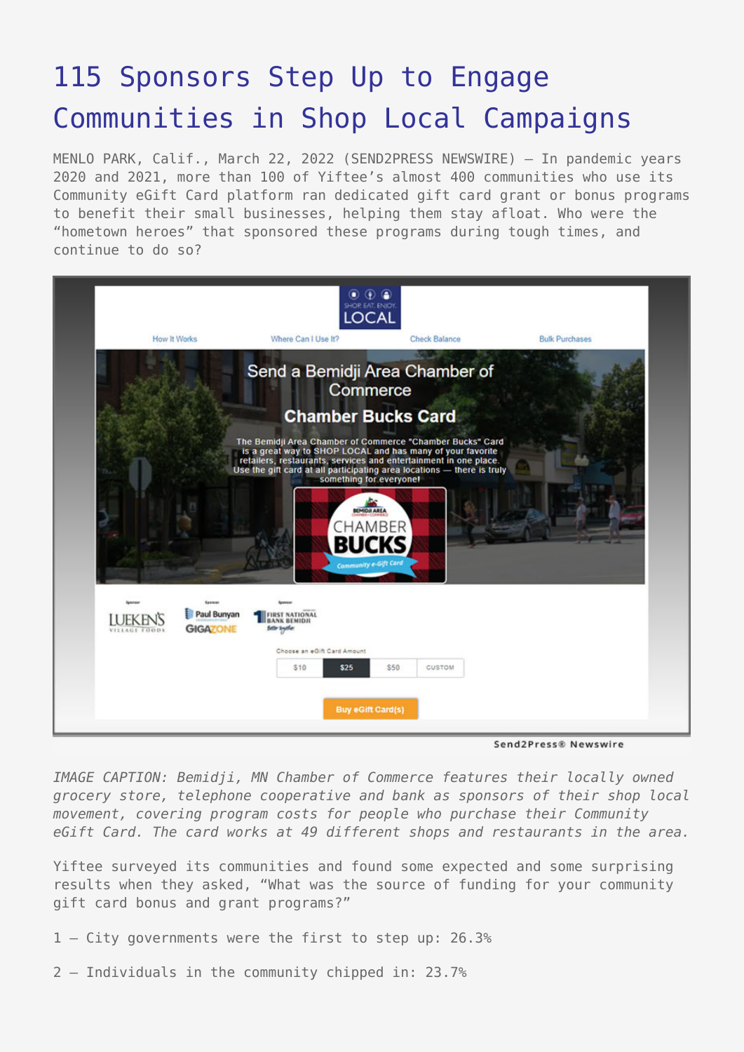# 115 Sponsors Step Up to Engage Communities in Shop Local Campaigns

MENLO PARK, Calif., March 22, 2022 (SEND2PRESS NEWSWIRE) — In pandemic years 2020 and 2021, more than 100 of Yiftee's almost 400 communities who use its Community eGift Card platform ran dedicated gift card grant or bonus programs to benefit their small businesses, helping them stay afloat. Who were the "hometown heroes" that sponsored these programs during tough times, and continue to do so?

*IMAGE CAPTION: Bemidji, MN Chamber of Commerce features their locally owned grocery store, telephone cooperative and bank as sponsors of their shop local movement, covering program costs for people who purchase their Community eGift Card. The card works at 49 different shops and restaurants in the area.*

Yiftee surveyed its communities and found some expected and some surprising results when they asked, "What was the source of funding for your community gift card bonus and grant programs?"

1 – City governments were the first to step up: 26.3%

2 – Individuals in the community chipped in: 23.7%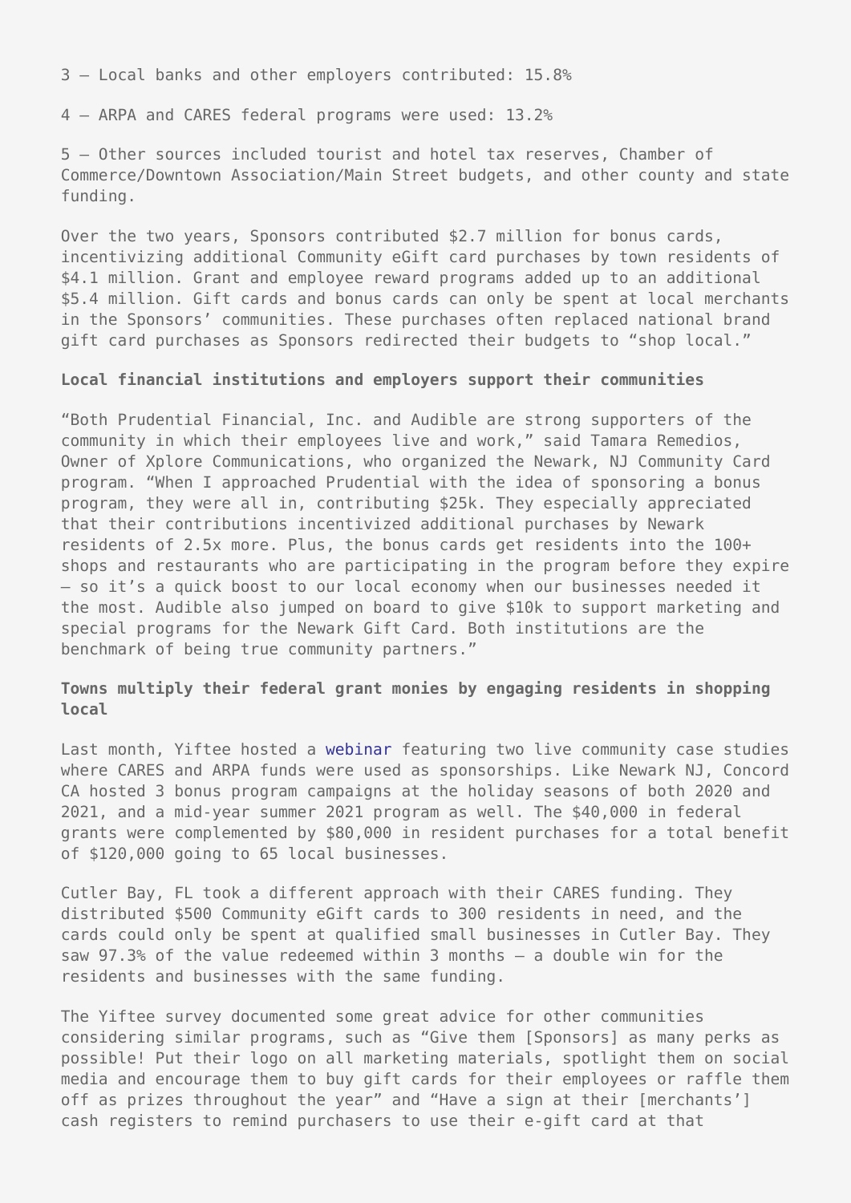3 – Local banks and other employers contributed: 15.8%

4 – ARPA and CARES federal programs were used: 13.2%

5 – Other sources included tourist and hotel tax reserves, Chamber of Commerce/Downtown Association/Main Street budgets, and other county and state funding.

Over the two years, Sponsors contributed $2.7 million for bonus cards, incentivizing additional Community eGift card purchases by town residents of $4.1 million. Grant and employee reward programs added up to an additional $5.4 million. Gift cards and bonus cards can only be spent at local merchants in the Sponsors' communities. These purchases often replaced national brand gift card purchases as Sponsors redirected their budgets to "shop local."

**Local financial institutions and employers support their communities**

"Both Prudential Financial, Inc. and Audible are strong supporters of the community in which their employees live and work," said Tamara Remedios, Owner of Xplore Communications, who organized the Newark, NJ Community Card program. "When I approached Prudential with the idea of sponsoring a bonus program, they were all in, contributing $25k. They especially appreciated that their contributions incentivized additional purchases by Newark residents of 2.5x more. Plus, the bonus cards get residents into the 100+ shops and restaurants who are participating in the program before they expire – so it's a quick boost to our local economy when our businesses needed it the most. Audible also jumped on board to give $10k to support marketing and special programs for the Newark Gift Card. Both institutions are the benchmark of being true community partners."

**Towns multiply their federal grant monies by engaging residents in shopping local**

Last month, Yiftee hosted a webinar featuring two live community case studies where CARES and ARPA funds were used as sponsorships. Like Newark NJ, Concord CA hosted 3 bonus program campaigns at the holiday seasons of both 2020 and 2021, and a mid-year summer 2021 program as well. The $40,000 in federal grants were complemented by $80,000 in resident purchases for a total benefit of $120,000 going to 65 local businesses.

Cutler Bay, FL took a different approach with their CARES funding. They distributed $500 Community eGift cards to 300 residents in need, and the cards could only be spent at qualified small businesses in Cutler Bay. They saw 97.3% of the value redeemed within 3 months – a double win for the residents and businesses with the same funding.

The Yiftee survey documented some great advice for other communities considering similar programs, such as "Give them [Sponsors] as many perks as possible! Put their logo on all marketing materials, spotlight them on social media and encourage them to buy gift cards for their employees or raffle them off as prizes throughout the year" and "Have a sign at their [merchants'] cash registers to remind purchasers to use their e-gift card at that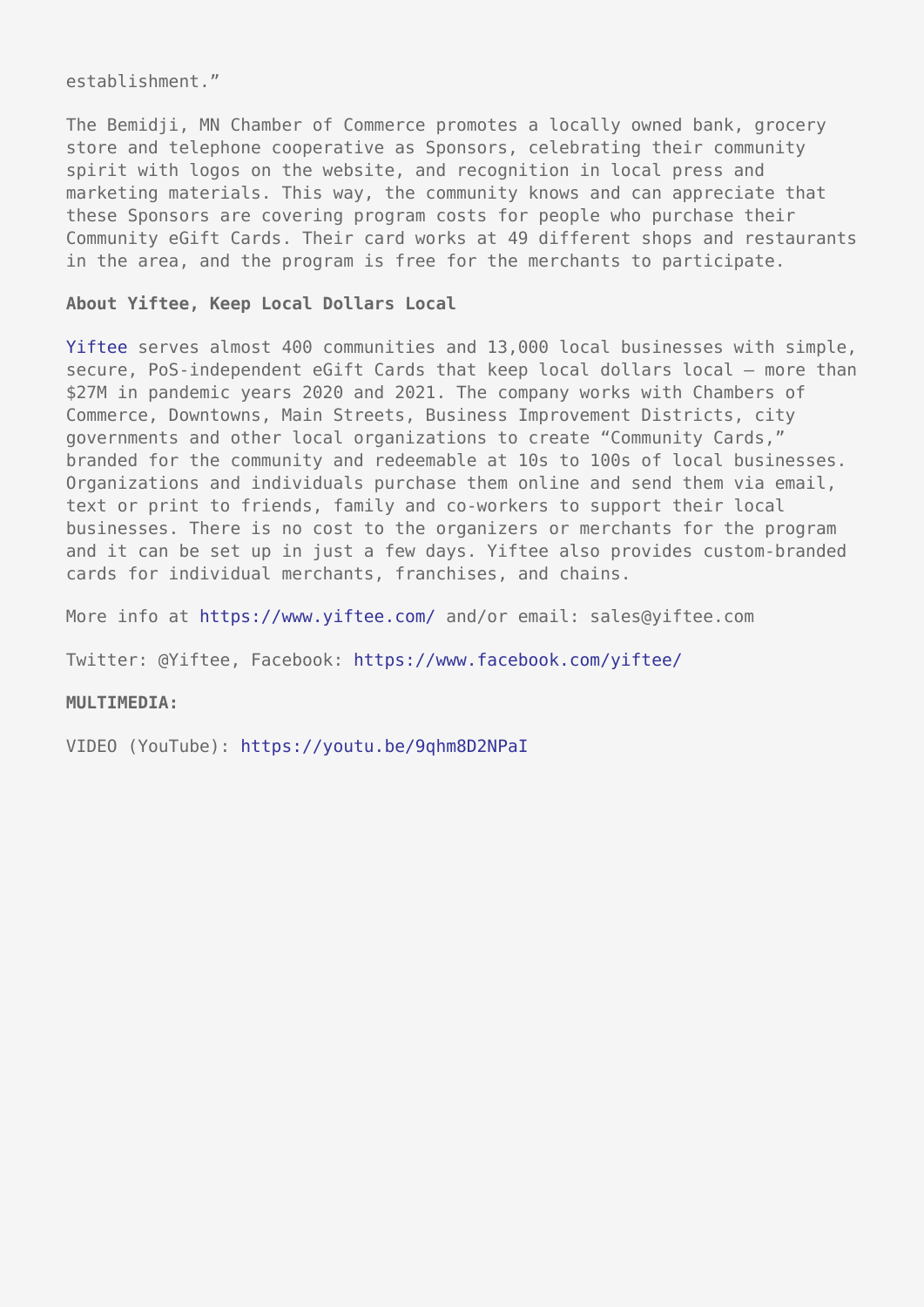establishment."

The Bemidji, MN Chamber of Commerce promotes a locally owned bank, grocery store and telephone cooperative as Sponsors, celebrating their community spirit with logos on the website, and recognition in local press and marketing materials. This way, the community knows and can appreciate that these Sponsors are covering program costs for people who purchase their Community eGift Cards. Their card works at 49 different shops and restaurants in the area, and the program is free for the merchants to participate.

**About Yiftee, Keep Local Dollars Local**

Yiftee serves almost 400 communities and 13,000 local businesses with simple, secure, PoS-independent eGift Cards that keep local dollars local – more than $27M in pandemic years 2020 and 2021. The company works with Chambers of Commerce, Downtowns, Main Streets, Business Improvement Districts, city governments and other local organizations to create "Community Cards," branded for the community and redeemable at 10s to 100s of local businesses. Organizations and individuals purchase them online and send them via email, text or print to friends, family and co-workers to support their local businesses. There is no cost to the organizers or merchants for the program and it can be set up in just a few days. Yiftee also provides custom-branded cards for individual merchants, franchises, and chains.

More info at https://www.yiftee.com/ and/or email: sales@yiftee.com

Twitter: @Yiftee, Facebook: https://www.facebook.com/yiftee/

**MULTIMEDIA:**

VIDEO (YouTube): https://youtu.be/9qhm8D2NPaI